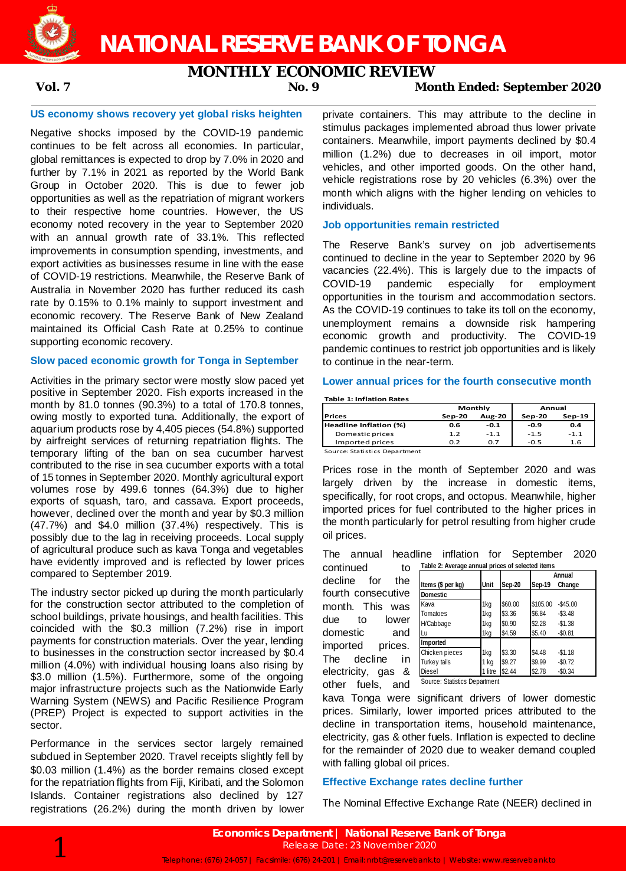# NATIONAL RESERVE BANK OF TONGA

## MONTHLY ECONOMIC REVIEW

**Vol. 7** **No. 9** **Month Ended: September 2020**

### US economy shows recovery yet global risks heighten

Negative shocks imposed by the COVID-19 pandemic continues to be felt across all economies. In particular, global remittances is expected to drop by 7.0% in 2020 and further by 7.1% in 2021 as reported by the World Bank Group in October 2020. This is due to fewer job opportunities as well as the repatriation of migrant workers to their respective home countries. However, the US economy noted recovery in the year to September 2020 with an annual growth rate of 33.1%. This reflected improvements in consumption spending, investments, and export activities as businesses resume in line with the ease of COVID-19 restrictions. Meanwhile, the Reserve Bank of Australia in November 2020 has further reduced its cash rate by 0.15% to 0.1% mainly to support investment and economic recovery. The Reserve Bank of New Zealand maintained its Official Cash Rate at 0.25% to continue supporting economic recovery.

### Slow paced economic growth for Tonga in September

Activities in the primary sector were mostly slow paced yet positive in September 2020. Fish exports increased in the month by 81.0 tonnes (90.3%) to a total of 170.8 tonnes, owing mostly to exported tuna. Additionally, the export of aquarium products rose by 4,405 pieces (54.8%) supported by airfreight services of returning repatriation flights. The temporary lifting of the ban on sea cucumber harvest contributed to the rise in sea cucumber exports with a total of 15 tonnes in September 2020. Monthly agricultural export volumes rose by 499.6 tonnes (64.3%) due to higher exports of squash, taro, and cassava. Export proceeds, however, declined over the month and year by $0.3 million (47.7%) and $4.0 million (37.4%) respectively. This is possibly due to the lag in receiving proceeds. Local supply of agricultural produce such as kava Tonga and vegetables have evidently improved and is reflected by lower prices compared to September 2019.

The industry sector picked up during the month particularly for the construction sector attributed to the completion of school buildings, private housings, and health facilities. This coincided with the $0.3 million (7.2%) rise in import payments for construction materials. Over the year, lending to businesses in the construction sector increased by $0.4 million (4.0%) with individual housing loans also rising by $3.0 million (1.5%). Furthermore, some of the ongoing major infrastructure projects such as the Nationwide Early Warning System (NEWS) and Pacific Resilience Program (PREP) Project is expected to support activities in the sector.

Performance in the services sector largely remained subdued in September 2020. Travel receipts slightly fell by $0.03 million (1.4%) as the border remains closed except for the repatriation flights from Fiji, Kiribati, and the Solomon Islands. Container registrations also declined by 127 registrations (26.2%) during the month driven by lower private containers. This may attribute to the decline in stimulus packages implemented abroad thus lower private containers. Meanwhile, import payments declined by $0.4 million (1.2%) due to decreases in oil import, motor vehicles, and other imported goods. On the other hand, vehicle registrations rose by 20 vehicles (6.3%) over the month which aligns with the higher lending on vehicles to individuals.

### Job opportunities remain restricted

The Reserve Bank's survey on job advertisements continued to decline in the year to September 2020 by 96 vacancies (22.4%). This is largely due to the impacts of COVID-19 pandemic especially for employment opportunities in the tourism and accommodation sectors. As the COVID-19 continues to take its toll on the economy, unemployment remains a downside risk hampering economic growth and productivity. The COVID-19 pandemic continues to restrict job opportunities and is likely to continue in the near-term.

### Lower annual prices for the fourth consecutive month

**Table 1: Inflation Rates**

| Prices | Monthly | | Annual | |
|---|---|---|---|---|
| | Sep-20 | Aug-20 | Sep-20 | Sep-19 |
| **Headline Inflation (%)** | **0.6** | **-0.1** | **-0.9** | **0.4** |
| Domestic prices | 1.2 | -1.1 | -1.5 | -1.1 |
| Imported prices | 0.2 | 0.7 | -0.5 | 1.6 |

Source: Statistics Department

Prices rose in the month of September 2020 and was largely driven by the increase in domestic items, specifically, for root crops, and octopus. Meanwhile, higher imported prices for fuel contributed to the higher prices in the month particularly for petrol resulting from higher crude oil prices.

The annual headline inflation for September 2020 continued to decline for the fourth consecutive month. This was due to lower domestic and imported prices. The decline in electricity, gas & other fuels, and kava Tonga were significant drivers of lower domestic prices. Similarly, lower imported prices attributed to the decline in transportation items, household maintenance, electricity, gas & other fuels. Inflation is expected to decline for the remainder of 2020 due to weaker demand coupled with falling global oil prices.

**Table 2: Average annual prices of selected items**

| Items ($ per kg) | Unit | Sep-20 | Sep-19 | Annual Change |
|---|---|---|---|---|
| **Domestic** | | | | |
| Kava | 1kg | $60.00 | $105.00 | -$45.00 |
| Tomatoes | 1kg | $3.36 | $6.84 | -$3.48 |
| H/Cabbage | 1kg | $0.90 | $2.28 | -$1.38 |
| Lu | 1kg | $4.59 | $5.40 | -$0.81 |
| **Imported** | | | | |
| Chicken pieces | 1kg | $3.30 | $4.48 | -$1.18 |
| Turkey tails | 1 kg | $9.27 | $9.99 | -$0.72 |
| Diesel | 1 litre | $2.44 | $2.78 | -$0.34 |

Source: Statistics Department

### Effective Exchange rates decline further

The Nominal Effective Exchange Rate (NEER) declined in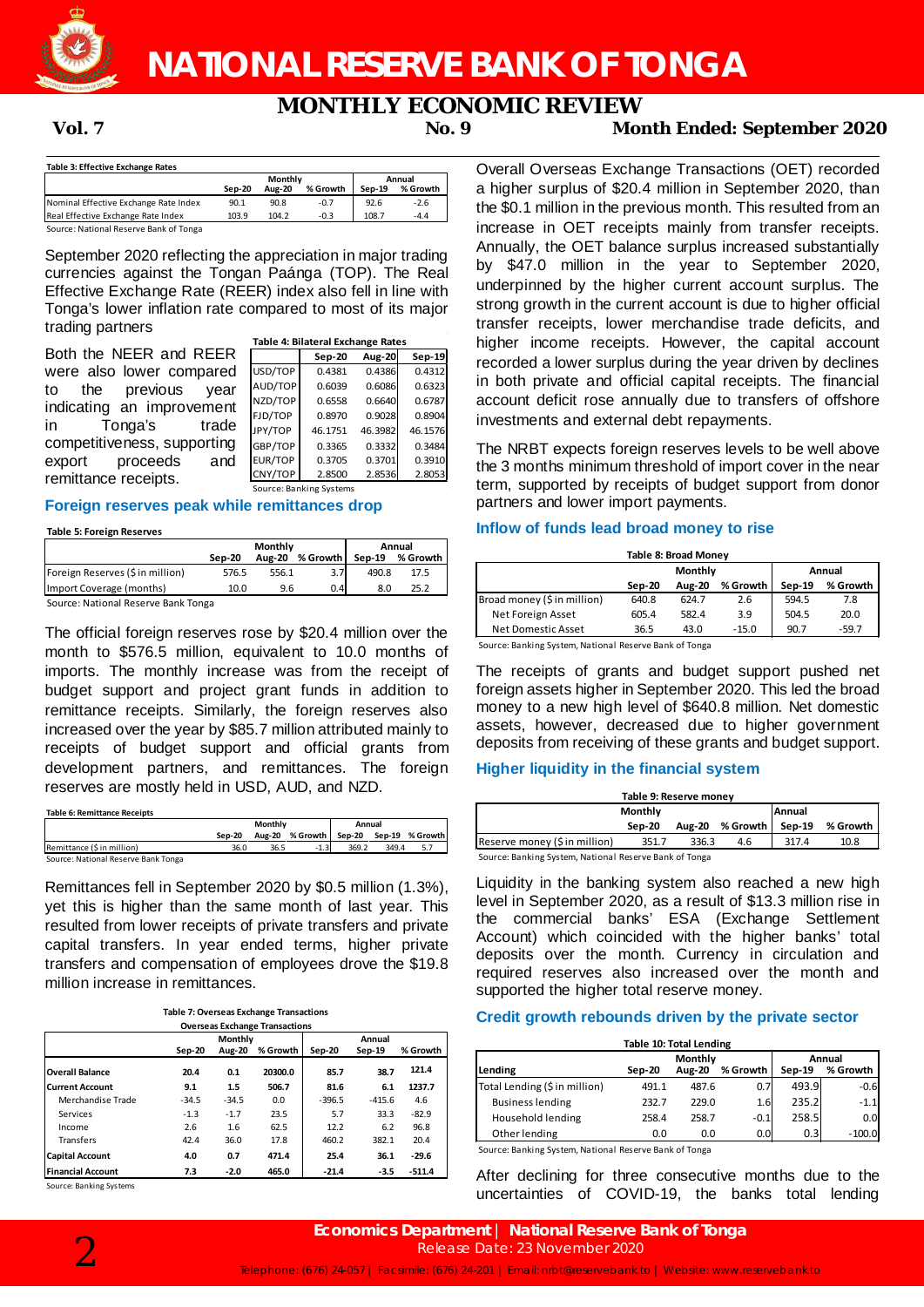**Table 3: Effective Exchange Rates**

| | Monthly | | | Annual | |
|---|---|---|---|---|---|
| | Sep-20 | Aug-20 | % Growth | Sep-19 | % Growth |
| Nominal Effective Exchange Rate Index | 90.1 | 90.8 | -0.7 | 92.6 | -2.6 |
| Real Effective Exchange Rate Index | 103.9 | 104.2 | -0.3 | 108.7 | -4.4 |

Source: National Reserve Bank of Tonga

September 2020 reflecting the appreciation in major trading currencies against the Tongan Paánga (TOP). The Real Effective Exchange Rate (REER) index also fell in line with Tonga's lower inflation rate compared to most of its major trading partners

Both the NEER and REER were also lower compared to the previous year indicating an improvement in Tonga's trade competitiveness, supporting export proceeds and remittance receipts.

**Table 4: Bilateral Exchange Rates**

| | Sep-20 | Aug-20 | Sep-19 |
|---|---|---|---|
| USD/TOP | 0.4381 | 0.4386 | 0.4312 |
| AUD/TOP | 0.6039 | 0.6086 | 0.6323 |
| NZD/TOP | 0.6558 | 0.6640 | 0.6787 |
| FJD/TOP | 0.8970 | 0.9028 | 0.8904 |
| JPY/TOP | 46.1751 | 46.3982 | 46.1576 |
| GBP/TOP | 0.3365 | 0.3332 | 0.3484 |
| EUR/TOP | 0.3705 | 0.3701 | 0.3910 |
| CNY/TOP | 2.8500 | 2.8536 | 2.8053 |

Source: Banking Systems

## Foreign reserves peak while remittances drop

**Table 5: Foreign Reserves**

| | Monthly | | | Annual | |
|---|---|---|---|---|---|
| | Sep-20 | Aug-20 | % Growth | Sep-19 | % Growth |
| Foreign Reserves ($ in million) | 576.5 | 556.1 | 3.7 | 490.8 | 17.5 |
| Import Coverage (months) | 10.0 | 9.6 | 0.4 | 8.0 | 25.2 |

Source: National Reserve Bank Tonga

The official foreign reserves rose by $20.4 million over the month to $576.5 million, equivalent to 10.0 months of imports. The monthly increase was from the receipt of budget support and project grant funds in addition to remittance receipts. Similarly, the foreign reserves also increased over the year by $85.7 million attributed mainly to receipts of budget support and official grants from development partners, and remittances. The foreign reserves are mostly held in USD, AUD, and NZD.

**Table 6: Remittance Receipts**

| | Monthly | | | Annual | | |
|---|---|---|---|---|---|---|
| | Sep-20 | Aug-20 | % Growth | Sep-20 | Sep-19 | % Growth |
| Remittance ($ in million) | 36.0 | 36.5 | -1.3 | 369.2 | 349.4 | 5.7 |

Source: National Reserve Bank Tonga

Remittances fell in September 2020 by $0.5 million (1.3%), yet this is higher than the same month of last year. This resulted from lower receipts of private transfers and private capital transfers. In year ended terms, higher private transfers and compensation of employees drove the $19.8 million increase in remittances.

**Table 7: Overseas Exchange Transactions**

| Overseas Exchange Transactions | Monthly | | | Annual | | |
|---|---|---|---|---|---|---|
| | Sep-20 | Aug-20 | % Growth | Sep-20 | Sep-19 | % Growth |
| **Overall Balance** | 20.4 | 0.1 | 20300.0 | 85.7 | 38.7 | 121.4 |
| **Current Account** | 9.1 | 1.5 | 506.7 | 81.6 | 6.1 | 1237.7 |
| Merchandise Trade | -34.5 | -34.5 | 0.0 | -396.5 | -415.6 | 4.6 |
| Services | -1.3 | -1.7 | 23.5 | 5.7 | 33.3 | -82.9 |
| Income | 2.6 | 1.6 | 62.5 | 12.2 | 6.2 | 96.8 |
| Transfers | 42.4 | 36.0 | 17.8 | 460.2 | 382.1 | 20.4 |
| **Capital Account** | 4.0 | 0.7 | 471.4 | 25.4 | 36.1 | -29.6 |
| **Financial Account** | 7.3 | -2.0 | 465.0 | -21.4 | -3.5 | -511.4 |

Source: Banking Systems

Overall Overseas Exchange Transactions (OET) recorded a higher surplus of $20.4 million in September 2020, than the $0.1 million in the previous month. This resulted from an increase in OET receipts mainly from transfer receipts. Annually, the OET balance surplus increased substantially by $47.0 million in the year to September 2020, underpinned by the higher current account surplus. The strong growth in the current account is due to higher official transfer receipts, lower merchandise trade deficits, and higher income receipts. However, the capital account recorded a lower surplus during the year driven by declines in both private and official capital receipts. The financial account deficit rose annually due to transfers of offshore investments and external debt repayments.

The NRBT expects foreign reserves levels to be well above the 3 months minimum threshold of import cover in the near term, supported by receipts of budget support from donor partners and lower import payments.

## Inflow of funds lead broad money to rise

**Table 8: Broad Money**

| | Monthly | | | Annual | |
|---|---|---|---|---|---|
| | Sep-20 | Aug-20 | % Growth | Sep-19 | % Growth |
| Broad money ($ in million) | 640.8 | 624.7 | 2.6 | 594.5 | 7.8 |
| Net Foreign Asset | 605.4 | 582.4 | 3.9 | 504.5 | 20.0 |
| Net Domestic Asset | 36.5 | 43.0 | -15.0 | 90.7 | -59.7 |

Source: Banking System, National Reserve Bank of Tonga

The receipts of grants and budget support pushed net foreign assets higher in September 2020. This led the broad money to a new high level of $640.8 million. Net domestic assets, however, decreased due to higher government deposits from receiving of these grants and budget support.

## Higher liquidity in the financial system

**Table 9: Reserve money**

| | Monthly | | | Annual | |
|---|---|---|---|---|---|
| | Sep-20 | Aug-20 | % Growth | Sep-19 | % Growth |
| Reserve money ($ in million) | 351.7 | 336.3 | 4.6 | 317.4 | 10.8 |

Source: Banking System, National Reserve Bank of Tonga

Liquidity in the banking system also reached a new high level in September 2020, as a result of $13.3 million rise in the commercial banks' ESA (Exchange Settlement Account) which coincided with the higher banks' total deposits over the month. Currency in circulation and required reserves also increased over the month and supported the higher total reserve money.

## Credit growth rebounds driven by the private sector

**Table 10: Total Lending**

| Lending | Monthly | | | Annual | |
|---|---|---|---|---|---|
| | Sep-20 | Aug-20 | % Growth | Sep-19 | % Growth |
| Total Lending ($ in million) | 491.1 | 487.6 | 0.7 | 493.9 | -0.6 |
| Business lending | 232.7 | 229.0 | 1.6 | 235.2 | -1.1 |
| Household lending | 258.4 | 258.7 | -0.1 | 258.5 | 0.0 |
| Other lending | 0.0 | 0.0 | 0.0 | 0.3 | -100.0 |

Source: Banking System, National Reserve Bank of Tonga

After declining for three consecutive months due to the uncertainties of COVID-19, the banks total lending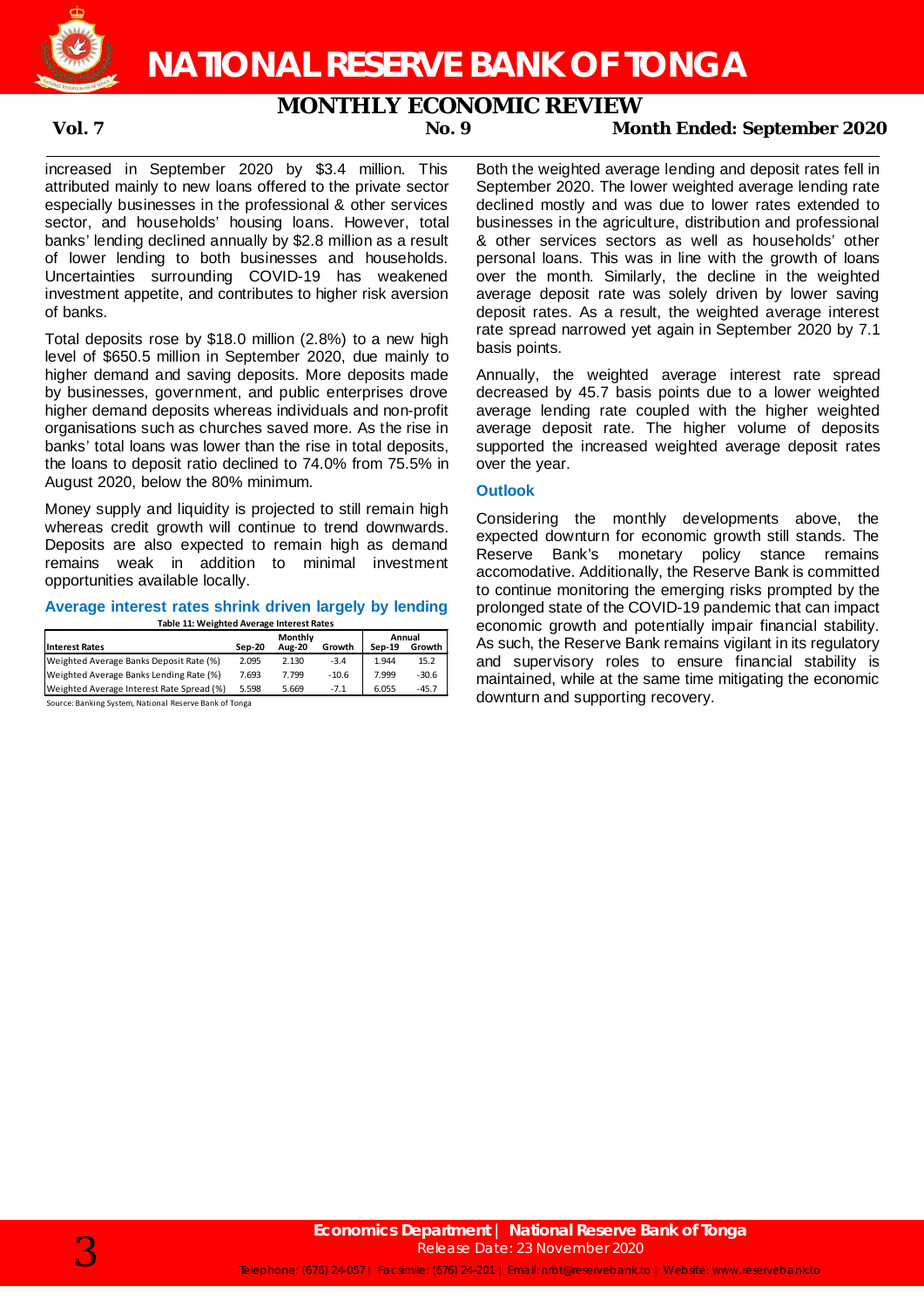increased in September 2020 by $3.4 million. This attributed mainly to new loans offered to the private sector especially businesses in the professional & other services sector, and households' housing loans. However, total banks' lending declined annually by $2.8 million as a result of lower lending to both businesses and households. Uncertainties surrounding COVID-19 has weakened investment appetite, and contributes to higher risk aversion of banks.

Total deposits rose by $18.0 million (2.8%) to a new high level of $650.5 million in September 2020, due mainly to higher demand and saving deposits. More deposits made by businesses, government, and public enterprises drove higher demand deposits whereas individuals and non-profit organisations such as churches saved more. As the rise in banks' total loans was lower than the rise in total deposits, the loans to deposit ratio declined to 74.0% from 75.5% in August 2020, below the 80% minimum.

Money supply and liquidity is projected to still remain high whereas credit growth will continue to trend downwards. Deposits are also expected to remain high as demand remains weak in addition to minimal investment opportunities available locally.

### Average interest rates shrink driven largely by lending

**Table 11: Weighted Average Interest Rates**

| Interest Rates | Monthly | | | Annual | |
|---|---|---|---|---|---|
| | Sep-20 | Aug-20 | Growth | Sep-19 | Growth |
| Weighted Average Banks Deposit Rate (%) | 2.095 | 2.130 | -3.4 | 1.944 | 15.2 |
| Weighted Average Banks Lending Rate (%) | 7.693 | 7.799 | -10.6 | 7.999 | -30.6 |
| Weighted Average Interest Rate Spread (%) | 5.598 | 5.669 | -7.1 | 6.055 | -45.7 |

Source: Banking System, National Reserve Bank of Tonga

Both the weighted average lending and deposit rates fell in September 2020. The lower weighted average lending rate declined mostly and was due to lower rates extended to businesses in the agriculture, distribution and professional & other services sectors as well as households' other personal loans. This was in line with the growth of loans over the month. Similarly, the decline in the weighted average deposit rate was solely driven by lower saving deposit rates. As a result, the weighted average interest rate spread narrowed yet again in September 2020 by 7.1 basis points.

Annually, the weighted average interest rate spread decreased by 45.7 basis points due to a lower weighted average lending rate coupled with the higher weighted average deposit rate. The higher volume of deposits supported the increased weighted average deposit rates over the year.

### Outlook

Considering the monthly developments above, the expected downturn for economic growth still stands. The Reserve Bank's monetary policy stance remains accomodative. Additionally, the Reserve Bank is committed to continue monitoring the emerging risks prompted by the prolonged state of the COVID-19 pandemic that can impact economic growth and potentially impair financial stability. As such, the Reserve Bank remains vigilant in its regulatory and supervisory roles to ensure financial stability is maintained, while at the same time mitigating the economic downturn and supporting recovery.